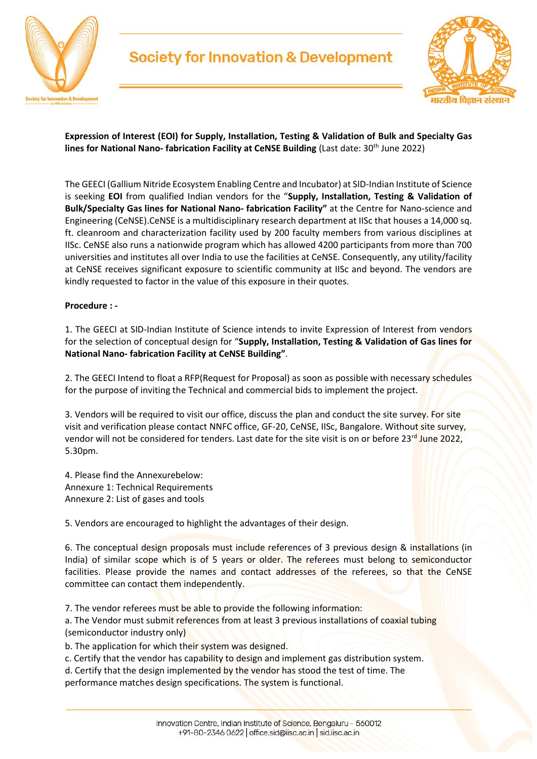# Society for Innovation & Development

**Expression of Interest (EOI) for Supply, Installation, Testing & Validation of Bulk and Specialty Gas lines for National Nano- fabrication Facility at CeNSE Building** (Last date: 30th June 2022)

The GEECI (Gallium Nitride Ecosystem Enabling Centre and Incubator) at SID-Indian Institute of Science is seeking **EOI** from qualified Indian vendors for the "**Supply, Installation, Testing & Validation of Bulk/Specialty Gas lines for National Nano- fabrication Facility"** at the Centre for Nano-science and Engineering (CeNSE).CeNSE is a multidisciplinary research department at IISc that houses a 14,000 sq. ft. cleanroom and characterization facility used by 200 faculty members from various disciplines at IISc. CeNSE also runs a nationwide program which has allowed 4200 participants from more than 700 universities and institutes all over India to use the facilities at CeNSE. Consequently, any utility/facility at CeNSE receives significant exposure to scientific community at IISc and beyond. The vendors are kindly requested to factor in the value of this exposure in their quotes.

**Procedure : -**

1. The GEECI at SID-Indian Institute of Science intends to invite Expression of Interest from vendors for the selection of conceptual design for "**Supply, Installation, Testing & Validation of Gas lines for National Nano- fabrication Facility at CeNSE Building"**.

2. The GEECI Intend to float a RFP(Request for Proposal) as soon as possible with necessary schedules for the purpose of inviting the Technical and commercial bids to implement the project.

3. Vendors will be required to visit our office, discuss the plan and conduct the site survey. For site visit and verification please contact NNFC office, GF-20, CeNSE, IISc, Bangalore. Without site survey, vendor will not be considered for tenders. Last date for the site visit is on or before 23rd June 2022, 5.30pm.

4. Please find the Annexurebelow:
Annexure 1: Technical Requirements
Annexure 2: List of gases and tools

5. Vendors are encouraged to highlight the advantages of their design.

6. The conceptual design proposals must include references of 3 previous design & installations (in India) of similar scope which is of 5 years or older. The referees must belong to semiconductor facilities. Please provide the names and contact addresses of the referees, so that the CeNSE committee can contact them independently.

7. The vendor referees must be able to provide the following information:
a. The Vendor must submit references from at least 3 previous installations of coaxial tubing (semiconductor industry only)
b. The application for which their system was designed.
c. Certify that the vendor has capability to design and implement gas distribution system.
d. Certify that the design implemented by the vendor has stood the test of time. The performance matches design specifications. The system is functional.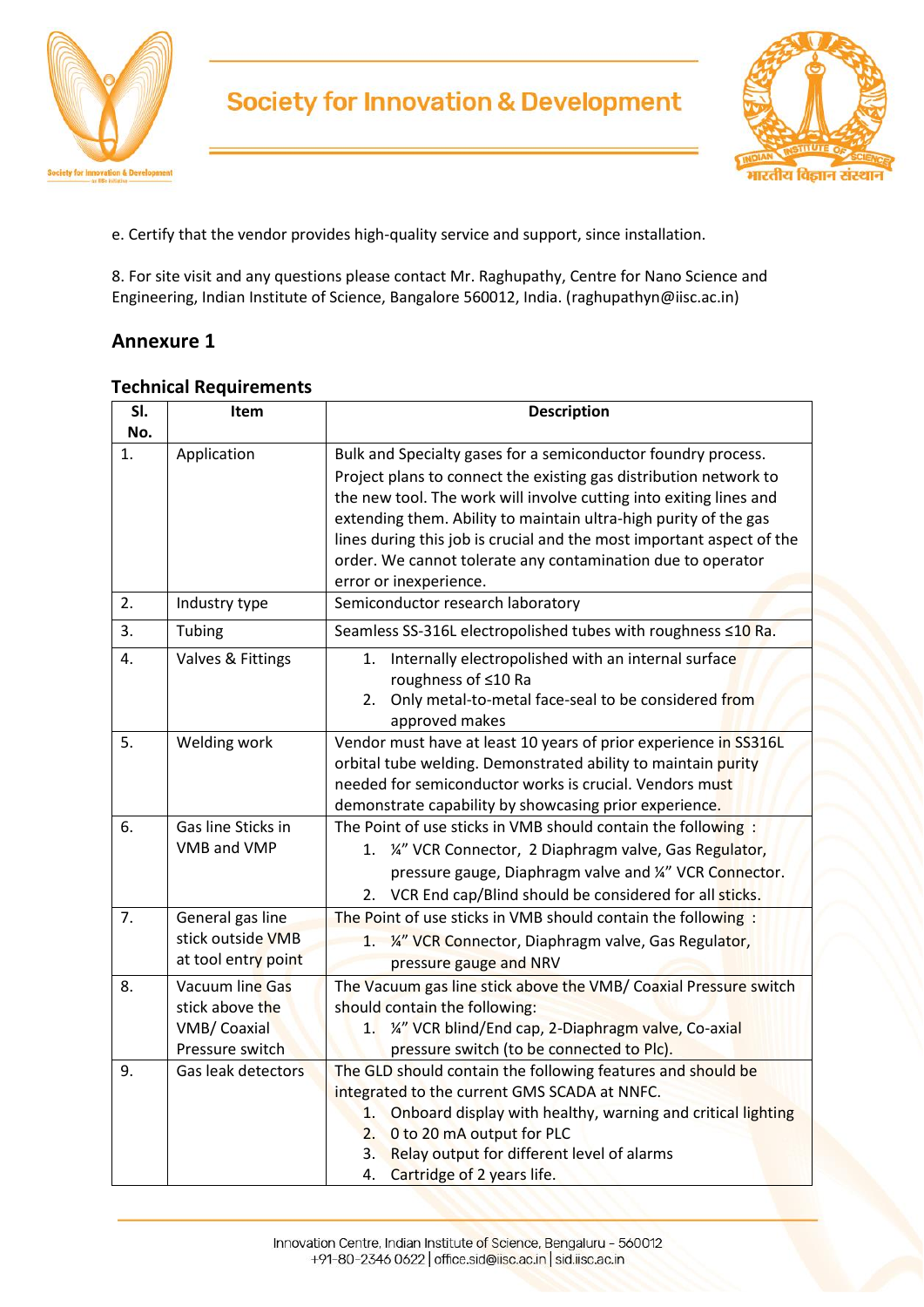e. Certify that the vendor provides high-quality service and support, since installation.

8. For site visit and any questions please contact Mr. Raghupathy, Centre for Nano Science and Engineering, Indian Institute of Science, Bangalore 560012, India. (raghupathyn@iisc.ac.in)

## Annexure 1

### Technical Requirements

| Sl. No. | Item | Description |
|---|---|---|
| 1. | Application | Bulk and Specialty gases for a semiconductor foundry process. Project plans to connect the existing gas distribution network to the new tool. The work will involve cutting into exiting lines and extending them. Ability to maintain ultra-high purity of the gas lines during this job is crucial and the most important aspect of the order. We cannot tolerate any contamination due to operator error or inexperience. |
| 2. | Industry type | Semiconductor research laboratory |
| 3. | Tubing | Seamless SS-316L electropolished tubes with roughness ≤10 Ra. |
| 4. | Valves & Fittings | 1. Internally electropolished with an internal surface roughness of ≤10 Ra<br>2. Only metal-to-metal face-seal to be considered from approved makes |
| 5. | Welding work | Vendor must have at least 10 years of prior experience in SS316L orbital tube welding. Demonstrated ability to maintain purity needed for semiconductor works is crucial. Vendors must demonstrate capability by showcasing prior experience. |
| 6. | Gas line Sticks in VMB and VMP | The Point of use sticks in VMB should contain the following :<br>1. ¼" VCR Connector, 2 Diaphragm valve, Gas Regulator, pressure gauge, Diaphragm valve and ¼" VCR Connector.<br>2. VCR End cap/Blind should be considered for all sticks. |
| 7. | General gas line stick outside VMB at tool entry point | The Point of use sticks in VMB should contain the following :<br>1. ¼" VCR Connector, Diaphragm valve, Gas Regulator, pressure gauge and NRV |
| 8. | Vacuum line Gas stick above the VMB/ Coaxial Pressure switch | The Vacuum gas line stick above the VMB/ Coaxial Pressure switch should contain the following:<br>1. ¼" VCR blind/End cap, 2-Diaphragm valve, Co-axial pressure switch (to be connected to Plc). |
| 9. | Gas leak detectors | The GLD should contain the following features and should be integrated to the current GMS SCADA at NNFC.<br>1. Onboard display with healthy, warning and critical lighting<br>2. 0 to 20 mA output for PLC<br>3. Relay output for different level of alarms<br>4. Cartridge of 2 years life. |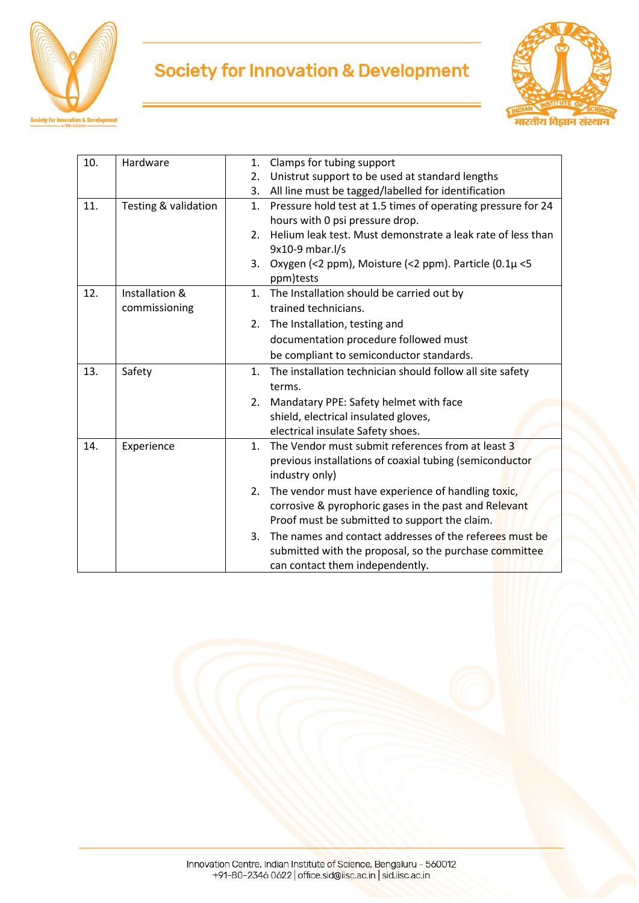| 10. | Hardware | 1. Clamps for tubing support<br>2. Unistrut support to be used at standard lengths<br>3. All line must be tagged/labelled for identification |
|---|---|---|
| 11. | Testing & validation | 1. Pressure hold test at 1.5 times of operating pressure for 24 hours with 0 psi pressure drop.<br>2. Helium leak test. Must demonstrate a leak rate of less than 9x10-9 mbar.l/s<br>3. Oxygen (<2 ppm), Moisture (<2 ppm). Particle (0.1µ <5 ppm)tests |
| 12. | Installation & commissioning | 1. The Installation should be carried out by trained technicians.<br>2. The Installation, testing and documentation procedure followed must be compliant to semiconductor standards. |
| 13. | Safety | 1. The installation technician should follow all site safety terms.<br>2. Mandatary PPE: Safety helmet with face shield, electrical insulated gloves, electrical insulate Safety shoes. |
| 14. | Experience | 1. The Vendor must submit references from at least 3 previous installations of coaxial tubing (semiconductor industry only)<br>2. The vendor must have experience of handling toxic, corrosive & pyrophoric gases in the past and Relevant Proof must be submitted to support the claim.<br>3. The names and contact addresses of the referees must be submitted with the proposal, so the purchase committee can contact them independently. |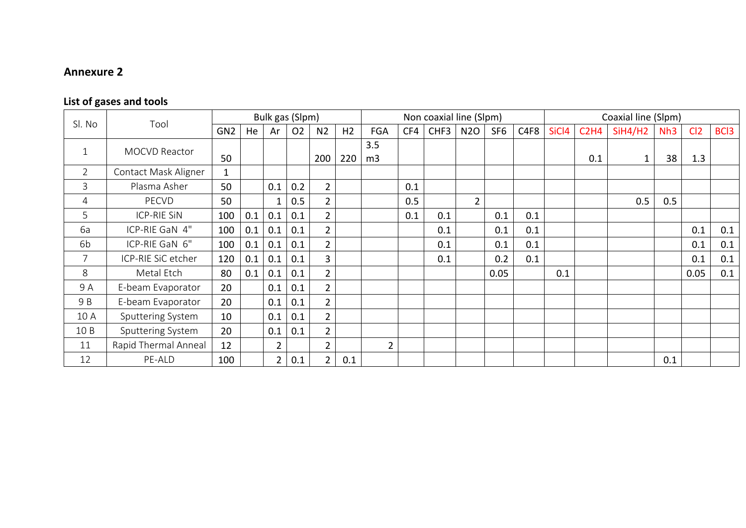## Annexure 2

### List of gases and tools

| Sl. No | Tool | Bulk gas (Slpm) | | | | | | Non coaxial line (Slpm) | | | | | | Coaxial line (Slpm) | | | | | |
|---|---|---|---|---|---|---|---|---|---|---|---|---|---|---|---|---|---|---|---|
| | | GN2 | He | Ar | O2 | N2 | H2 | FGA | CF4 | CHF3 | N2O | SF6 | C4F8 | SiCl4 | C2H4 | SiH4/H2 | Nh3 | Cl2 | BCl3 |
| 1 | MOCVD Reactor | 50 | | | | 200 | 220 | 3.5 m3 | | | | | | | 0.1 | 1 | 38 | 1.3 | |
| 2 | Contact Mask Aligner | 1 | | | | | | | | | | | | | | | | | |
| 3 | Plasma Asher | 50 | | 0.1 | 0.2 | 2 | | | 0.1 | | | | | | | | | | |
| 4 | PECVD | 50 | | 1 | 0.5 | 2 | | | 0.5 | | 2 | | | | | 0.5 | 0.5 | | |
| 5 | ICP-RIE SiN | 100 | 0.1 | 0.1 | 0.1 | 2 | | | 0.1 | 0.1 | | 0.1 | 0.1 | | | | | | |
| 6a | ICP-RIE GaN 4" | 100 | 0.1 | 0.1 | 0.1 | 2 | | | | 0.1 | | 0.1 | 0.1 | | | | | 0.1 | 0.1 |
| 6b | ICP-RIE GaN 6" | 100 | 0.1 | 0.1 | 0.1 | 2 | | | | 0.1 | | 0.1 | 0.1 | | | | | 0.1 | 0.1 |
| 7 | ICP-RIE SiC etcher | 120 | 0.1 | 0.1 | 0.1 | 3 | | | | 0.1 | | 0.2 | 0.1 | | | | | 0.1 | 0.1 |
| 8 | Metal Etch | 80 | 0.1 | 0.1 | 0.1 | 2 | | | | | | 0.05 | | 0.1 | | | | 0.05 | 0.1 |
| 9 A | E-beam Evaporator | 20 | | 0.1 | 0.1 | 2 | | | | | | | | | | | | | |
| 9 B | E-beam Evaporator | 20 | | 0.1 | 0.1 | 2 | | | | | | | | | | | | | |
| 10 A | Sputtering System | 10 | | 0.1 | 0.1 | 2 | | | | | | | | | | | | | |
| 10 B | Sputtering System | 20 | | 0.1 | 0.1 | 2 | | | | | | | | | | | | | |
| 11 | Rapid Thermal Anneal | 12 | | 2 | | 2 | | 2 | | | | | | | | | | | |
| 12 | PE-ALD | 100 | | 2 | 0.1 | 2 | 0.1 | | | | | | | | | | 0.1 | | |